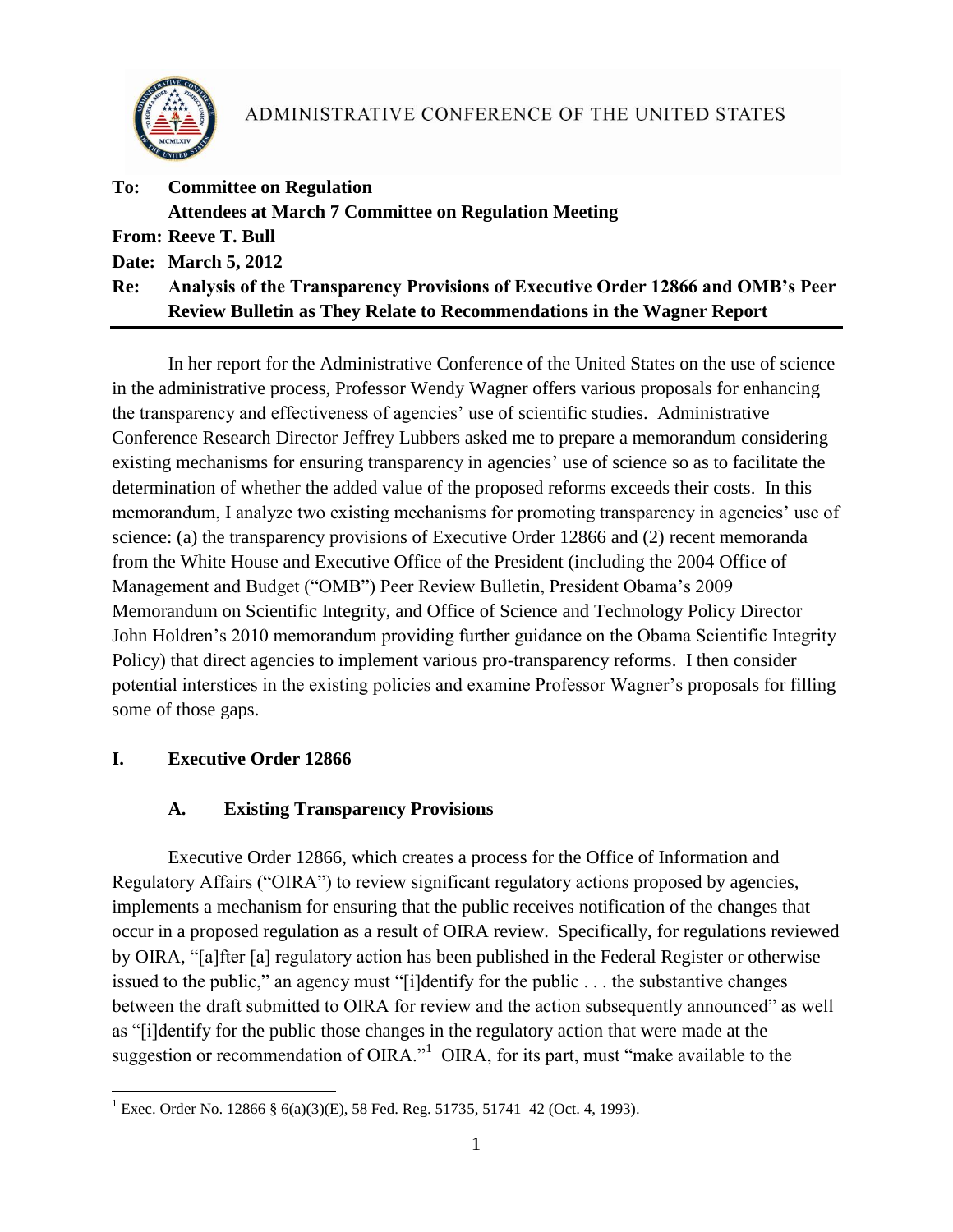ADMINISTRATIVE CONFERENCE OF THE UNITED STATES

**To: Committee on Regulation**
**Attendees at March 7 Committee on Regulation Meeting**
**From: Reeve T. Bull**
**Date: March 5, 2012**
**Re: Analysis of the Transparency Provisions of Executive Order 12866 and OMB's Peer Review Bulletin as They Relate to Recommendations in the Wagner Report**

---

In her report for the Administrative Conference of the United States on the use of science in the administrative process, Professor Wendy Wagner offers various proposals for enhancing the transparency and effectiveness of agencies' use of scientific studies. Administrative Conference Research Director Jeffrey Lubbers asked me to prepare a memorandum considering existing mechanisms for ensuring transparency in agencies' use of science so as to facilitate the determination of whether the added value of the proposed reforms exceeds their costs. In this memorandum, I analyze two existing mechanisms for promoting transparency in agencies' use of science: (a) the transparency provisions of Executive Order 12866 and (2) recent memoranda from the White House and Executive Office of the President (including the 2004 Office of Management and Budget ("OMB") Peer Review Bulletin, President Obama's 2009 Memorandum on Scientific Integrity, and Office of Science and Technology Policy Director John Holdren's 2010 memorandum providing further guidance on the Obama Scientific Integrity Policy) that direct agencies to implement various pro-transparency reforms. I then consider potential interstices in the existing policies and examine Professor Wagner's proposals for filling some of those gaps.

## I. Executive Order 12866

### A. Existing Transparency Provisions

Executive Order 12866, which creates a process for the Office of Information and Regulatory Affairs ("OIRA") to review significant regulatory actions proposed by agencies, implements a mechanism for ensuring that the public receives notification of the changes that occur in a proposed regulation as a result of OIRA review. Specifically, for regulations reviewed by OIRA, "[a]fter [a] regulatory action has been published in the Federal Register or otherwise issued to the public," an agency must "[i]dentify for the public . . . the substantive changes between the draft submitted to OIRA for review and the action subsequently announced" as well as "[i]dentify for the public those changes in the regulatory action that were made at the suggestion or recommendation of OIRA."[1] OIRA, for its part, must "make available to the

---

[1] Exec. Order No. 12866 § 6(a)(3)(E), 58 Fed. Reg. 51735, 51741–42 (Oct. 4, 1993).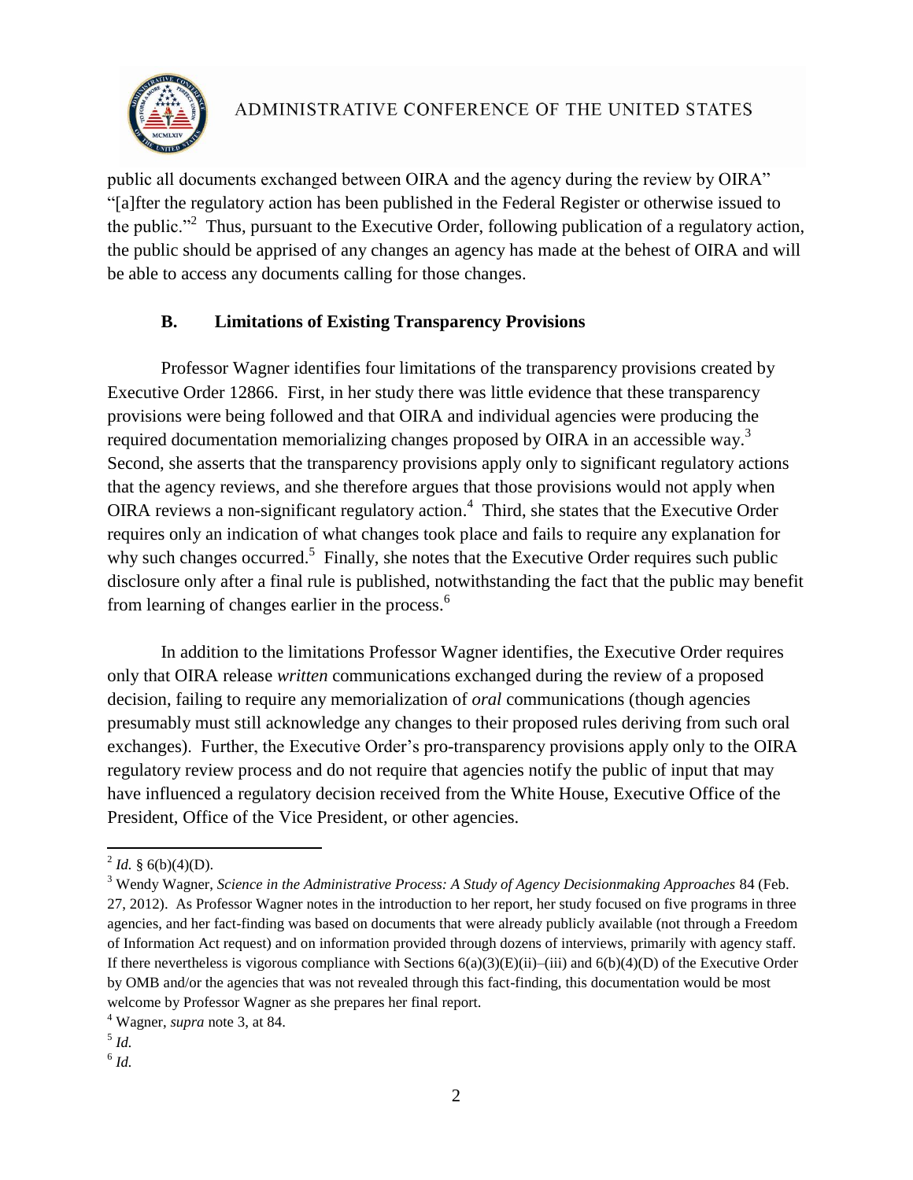public all documents exchanged between OIRA and the agency during the review by OIRA" "[a]fter the regulatory action has been published in the Federal Register or otherwise issued to the public."[2] Thus, pursuant to the Executive Order, following publication of a regulatory action, the public should be apprised of any changes an agency has made at the behest of OIRA and will be able to access any documents calling for those changes.

## B. Limitations of Existing Transparency Provisions

Professor Wagner identifies four limitations of the transparency provisions created by Executive Order 12866. First, in her study there was little evidence that these transparency provisions were being followed and that OIRA and individual agencies were producing the required documentation memorializing changes proposed by OIRA in an accessible way.[3] Second, she asserts that the transparency provisions apply only to significant regulatory actions that the agency reviews, and she therefore argues that those provisions would not apply when OIRA reviews a non-significant regulatory action.[4] Third, she states that the Executive Order requires only an indication of what changes took place and fails to require any explanation for why such changes occurred.[5] Finally, she notes that the Executive Order requires such public disclosure only after a final rule is published, notwithstanding the fact that the public may benefit from learning of changes earlier in the process.[6]

In addition to the limitations Professor Wagner identifies, the Executive Order requires only that OIRA release *written* communications exchanged during the review of a proposed decision, failing to require any memorialization of *oral* communications (though agencies presumably must still acknowledge any changes to their proposed rules deriving from such oral exchanges). Further, the Executive Order's pro-transparency provisions apply only to the OIRA regulatory review process and do not require that agencies notify the public of input that may have influenced a regulatory decision received from the White House, Executive Office of the President, Office of the Vice President, or other agencies.

---

[2] *Id.* § 6(b)(4)(D).

[3] Wendy Wagner, *Science in the Administrative Process: A Study of Agency Decisionmaking Approaches* 84 (Feb. 27, 2012). As Professor Wagner notes in the introduction to her report, her study focused on five programs in three agencies, and her fact-finding was based on documents that were already publicly available (not through a Freedom of Information Act request) and on information provided through dozens of interviews, primarily with agency staff. If there nevertheless is vigorous compliance with Sections 6(a)(3)(E)(ii)–(iii) and 6(b)(4)(D) of the Executive Order by OMB and/or the agencies that was not revealed through this fact-finding, this documentation would be most welcome by Professor Wagner as she prepares her final report.

[4] Wagner, *supra* note 3, at 84.

[5] *Id.*

[6] *Id.*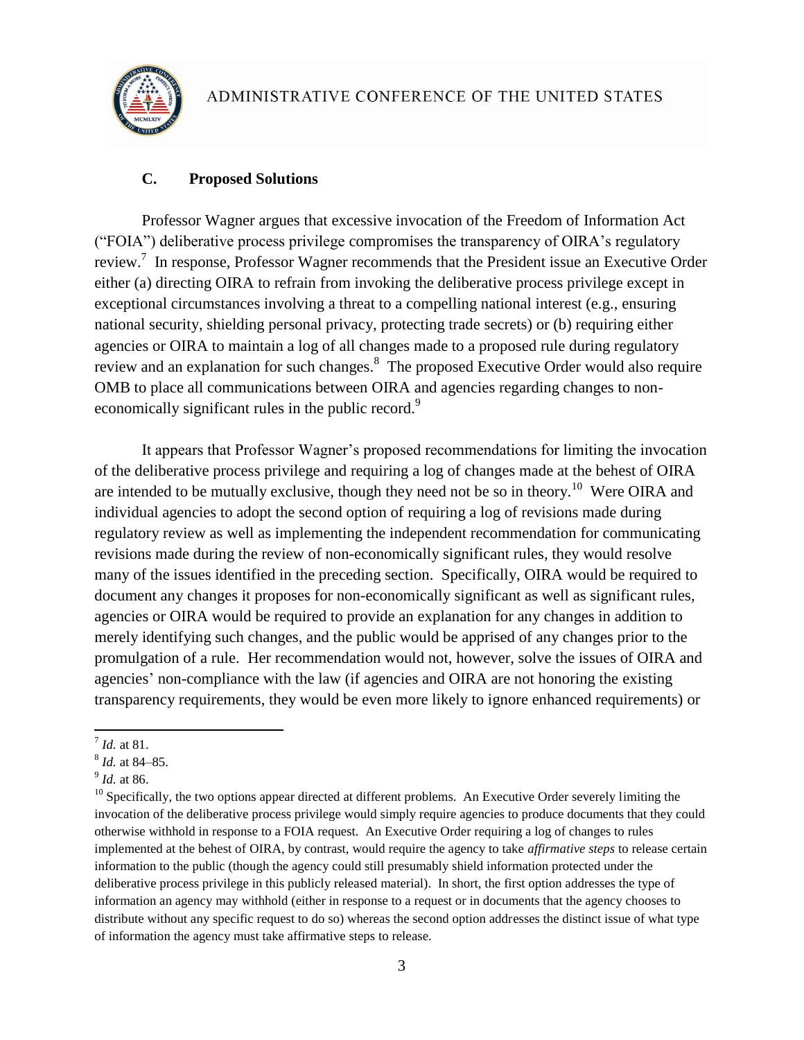### C. Proposed Solutions

Professor Wagner argues that excessive invocation of the Freedom of Information Act ("FOIA") deliberative process privilege compromises the transparency of OIRA's regulatory review.[7] In response, Professor Wagner recommends that the President issue an Executive Order either (a) directing OIRA to refrain from invoking the deliberative process privilege except in exceptional circumstances involving a threat to a compelling national interest (e.g., ensuring national security, shielding personal privacy, protecting trade secrets) or (b) requiring either agencies or OIRA to maintain a log of all changes made to a proposed rule during regulatory review and an explanation for such changes.[8] The proposed Executive Order would also require OMB to place all communications between OIRA and agencies regarding changes to non-economically significant rules in the public record.[9]

It appears that Professor Wagner's proposed recommendations for limiting the invocation of the deliberative process privilege and requiring a log of changes made at the behest of OIRA are intended to be mutually exclusive, though they need not be so in theory.[10] Were OIRA and individual agencies to adopt the second option of requiring a log of revisions made during regulatory review as well as implementing the independent recommendation for communicating revisions made during the review of non-economically significant rules, they would resolve many of the issues identified in the preceding section. Specifically, OIRA would be required to document any changes it proposes for non-economically significant as well as significant rules, agencies or OIRA would be required to provide an explanation for any changes in addition to merely identifying such changes, and the public would be apprised of any changes prior to the promulgation of a rule. Her recommendation would not, however, solve the issues of OIRA and agencies' non-compliance with the law (if agencies and OIRA are not honoring the existing transparency requirements, they would be even more likely to ignore enhanced requirements) or

---

[7] *Id.* at 81.

[8] *Id.* at 84–85.

[9] *Id.* at 86.

[10] Specifically, the two options appear directed at different problems. An Executive Order severely limiting the invocation of the deliberative process privilege would simply require agencies to produce documents that they could otherwise withhold in response to a FOIA request. An Executive Order requiring a log of changes to rules implemented at the behest of OIRA, by contrast, would require the agency to take *affirmative steps* to release certain information to the public (though the agency could still presumably shield information protected under the deliberative process privilege in this publicly released material). In short, the first option addresses the type of information an agency may withhold (either in response to a request or in documents that the agency chooses to distribute without any specific request to do so) whereas the second option addresses the distinct issue of what type of information the agency must take affirmative steps to release.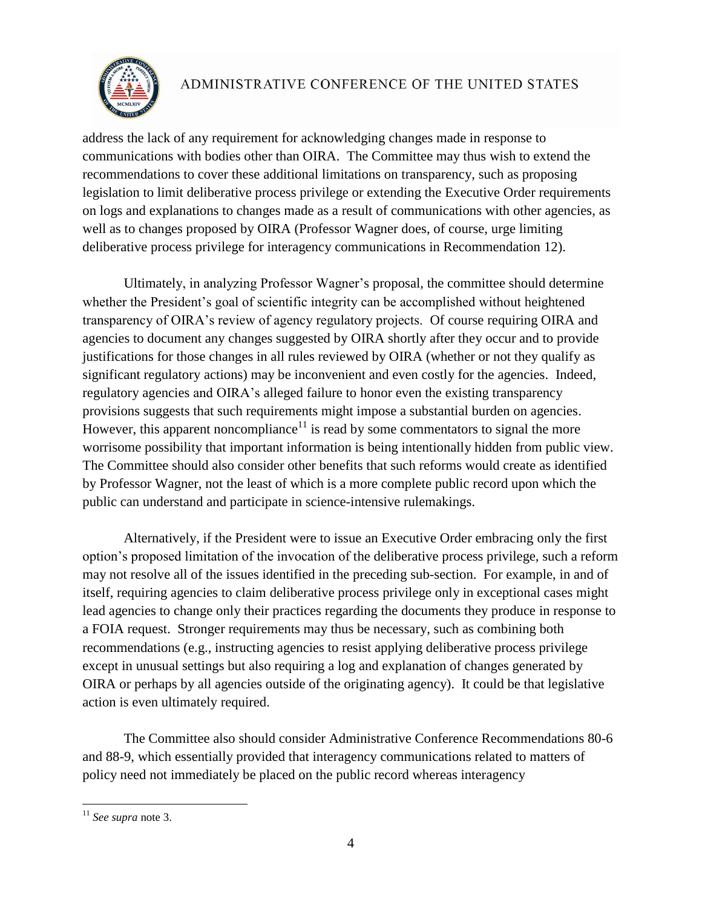address the lack of any requirement for acknowledging changes made in response to communications with bodies other than OIRA. The Committee may thus wish to extend the recommendations to cover these additional limitations on transparency, such as proposing legislation to limit deliberative process privilege or extending the Executive Order requirements on logs and explanations to changes made as a result of communications with other agencies, as well as to changes proposed by OIRA (Professor Wagner does, of course, urge limiting deliberative process privilege for interagency communications in Recommendation 12).

Ultimately, in analyzing Professor Wagner's proposal, the committee should determine whether the President's goal of scientific integrity can be accomplished without heightened transparency of OIRA's review of agency regulatory projects. Of course requiring OIRA and agencies to document any changes suggested by OIRA shortly after they occur and to provide justifications for those changes in all rules reviewed by OIRA (whether or not they qualify as significant regulatory actions) may be inconvenient and even costly for the agencies. Indeed, regulatory agencies and OIRA's alleged failure to honor even the existing transparency provisions suggests that such requirements might impose a substantial burden on agencies. However, this apparent noncompliance[11] is read by some commentators to signal the more worrisome possibility that important information is being intentionally hidden from public view. The Committee should also consider other benefits that such reforms would create as identified by Professor Wagner, not the least of which is a more complete public record upon which the public can understand and participate in science-intensive rulemakings.

Alternatively, if the President were to issue an Executive Order embracing only the first option's proposed limitation of the invocation of the deliberative process privilege, such a reform may not resolve all of the issues identified in the preceding sub-section. For example, in and of itself, requiring agencies to claim deliberative process privilege only in exceptional cases might lead agencies to change only their practices regarding the documents they produce in response to a FOIA request. Stronger requirements may thus be necessary, such as combining both recommendations (e.g., instructing agencies to resist applying deliberative process privilege except in unusual settings but also requiring a log and explanation of changes generated by OIRA or perhaps by all agencies outside of the originating agency). It could be that legislative action is even ultimately required.

The Committee also should consider Administrative Conference Recommendations 80-6 and 88-9, which essentially provided that interagency communications related to matters of policy need not immediately be placed on the public record whereas interagency

---

[11] *See supra* note 3.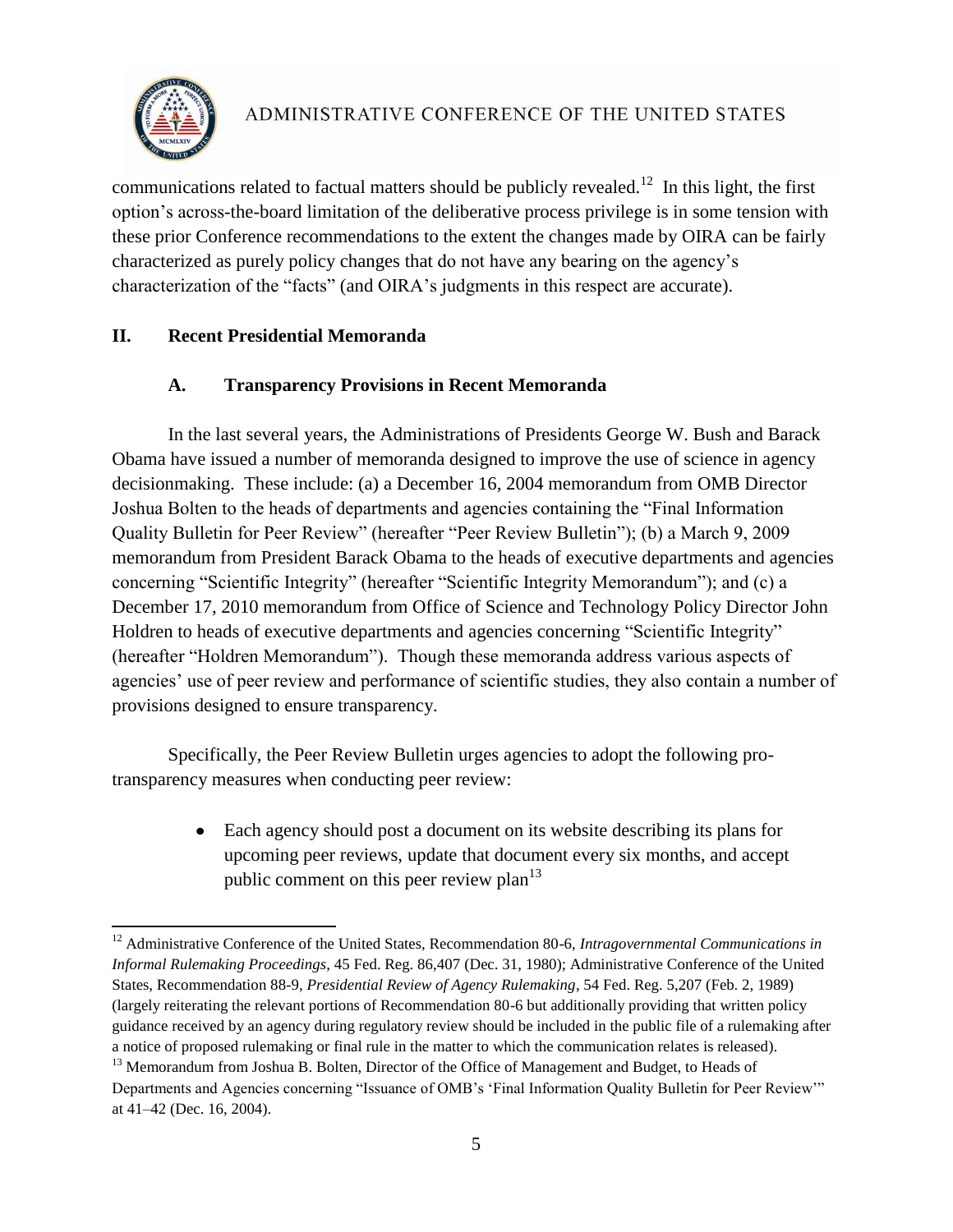communications related to factual matters should be publicly revealed.[12] In this light, the first option's across-the-board limitation of the deliberative process privilege is in some tension with these prior Conference recommendations to the extent the changes made by OIRA can be fairly characterized as purely policy changes that do not have any bearing on the agency's characterization of the "facts" (and OIRA's judgments in this respect are accurate).

## II. Recent Presidential Memoranda

### A. Transparency Provisions in Recent Memoranda

In the last several years, the Administrations of Presidents George W. Bush and Barack Obama have issued a number of memoranda designed to improve the use of science in agency decisionmaking. These include: (a) a December 16, 2004 memorandum from OMB Director Joshua Bolten to the heads of departments and agencies containing the "Final Information Quality Bulletin for Peer Review" (hereafter "Peer Review Bulletin"); (b) a March 9, 2009 memorandum from President Barack Obama to the heads of executive departments and agencies concerning "Scientific Integrity" (hereafter "Scientific Integrity Memorandum"); and (c) a December 17, 2010 memorandum from Office of Science and Technology Policy Director John Holdren to heads of executive departments and agencies concerning "Scientific Integrity" (hereafter "Holdren Memorandum"). Though these memoranda address various aspects of agencies' use of peer review and performance of scientific studies, they also contain a number of provisions designed to ensure transparency.

Specifically, the Peer Review Bulletin urges agencies to adopt the following pro-transparency measures when conducting peer review:

- Each agency should post a document on its website describing its plans for upcoming peer reviews, update that document every six months, and accept public comment on this peer review plan[13]

---

[12] Administrative Conference of the United States, Recommendation 80-6, *Intragovernmental Communications in Informal Rulemaking Proceedings*, 45 Fed. Reg. 86,407 (Dec. 31, 1980); Administrative Conference of the United States, Recommendation 88-9, *Presidential Review of Agency Rulemaking*, 54 Fed. Reg. 5,207 (Feb. 2, 1989) (largely reiterating the relevant portions of Recommendation 80-6 but additionally providing that written policy guidance received by an agency during regulatory review should be included in the public file of a rulemaking after a notice of proposed rulemaking or final rule in the matter to which the communication relates is released).

[13] Memorandum from Joshua B. Bolten, Director of the Office of Management and Budget, to Heads of Departments and Agencies concerning "Issuance of OMB's 'Final Information Quality Bulletin for Peer Review'" at 41–42 (Dec. 16, 2004).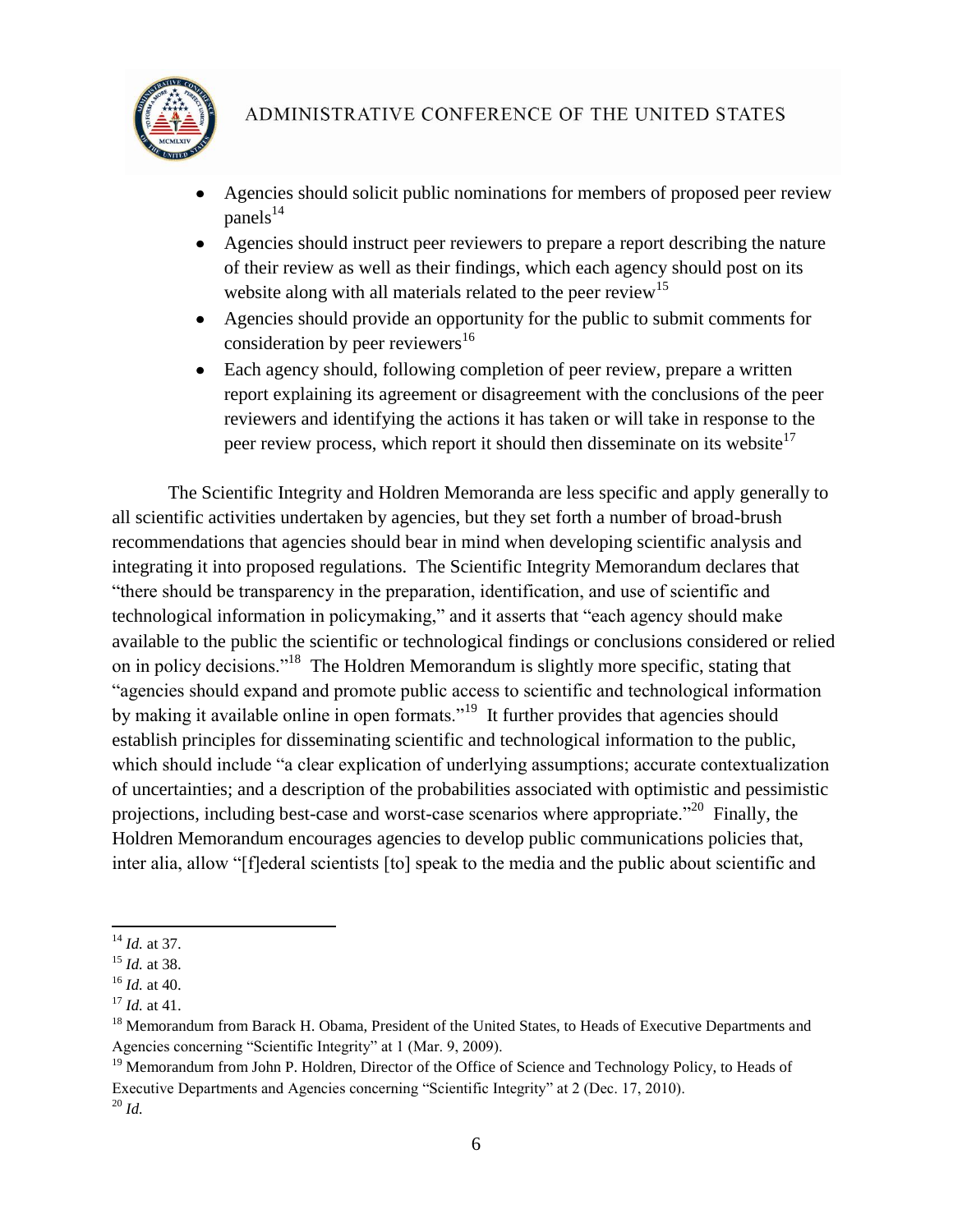- Agencies should solicit public nominations for members of proposed peer review panels[14]
- Agencies should instruct peer reviewers to prepare a report describing the nature of their review as well as their findings, which each agency should post on its website along with all materials related to the peer review[15]
- Agencies should provide an opportunity for the public to submit comments for consideration by peer reviewers[16]
- Each agency should, following completion of peer review, prepare a written report explaining its agreement or disagreement with the conclusions of the peer reviewers and identifying the actions it has taken or will take in response to the peer review process, which report it should then disseminate on its website[17]

The Scientific Integrity and Holdren Memoranda are less specific and apply generally to all scientific activities undertaken by agencies, but they set forth a number of broad-brush recommendations that agencies should bear in mind when developing scientific analysis and integrating it into proposed regulations. The Scientific Integrity Memorandum declares that "there should be transparency in the preparation, identification, and use of scientific and technological information in policymaking," and it asserts that "each agency should make available to the public the scientific or technological findings or conclusions considered or relied on in policy decisions."[18] The Holdren Memorandum is slightly more specific, stating that "agencies should expand and promote public access to scientific and technological information by making it available online in open formats."[19] It further provides that agencies should establish principles for disseminating scientific and technological information to the public, which should include "a clear explication of underlying assumptions; accurate contextualization of uncertainties; and a description of the probabilities associated with optimistic and pessimistic projections, including best-case and worst-case scenarios where appropriate."[20] Finally, the Holdren Memorandum encourages agencies to develop public communications policies that, inter alia, allow "[f]ederal scientists [to] speak to the media and the public about scientific and

---

[14] *Id.* at 37.

[15] *Id.* at 38.

[16] *Id.* at 40.

[17] *Id.* at 41.

[18] Memorandum from Barack H. Obama, President of the United States, to Heads of Executive Departments and Agencies concerning "Scientific Integrity" at 1 (Mar. 9, 2009).

[19] Memorandum from John P. Holdren, Director of the Office of Science and Technology Policy, to Heads of Executive Departments and Agencies concerning "Scientific Integrity" at 2 (Dec. 17, 2010).

[20] *Id.*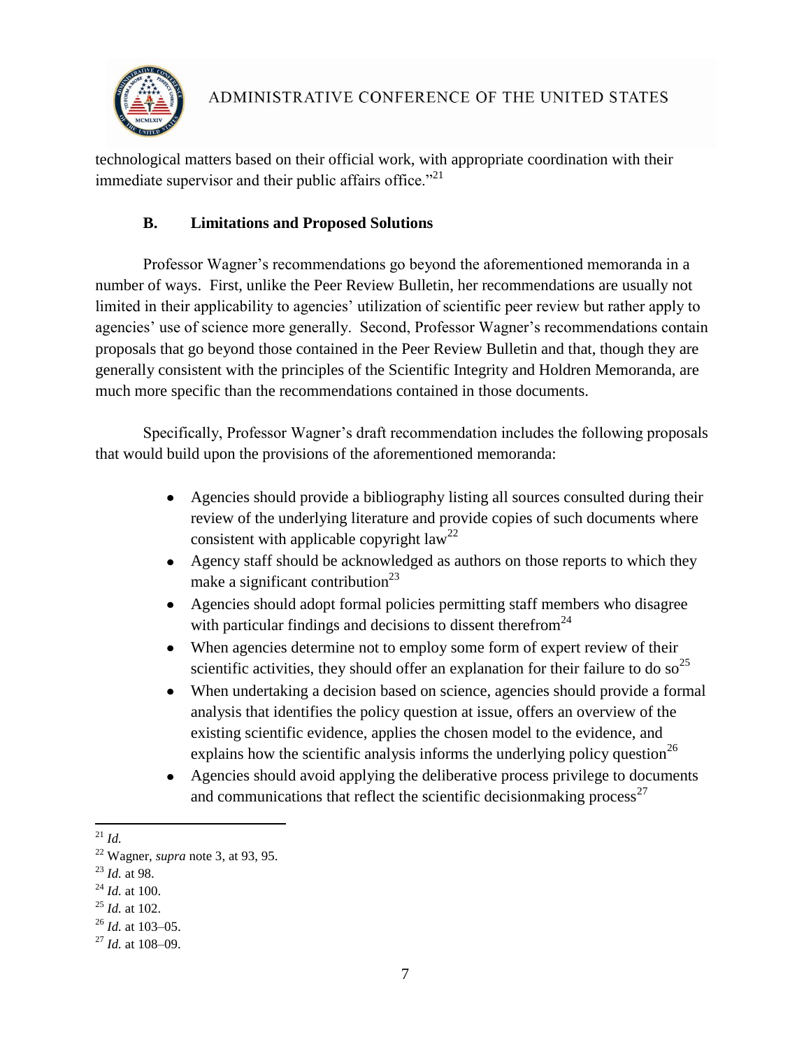technological matters based on their official work, with appropriate coordination with their immediate supervisor and their public affairs office."[21]

### B. Limitations and Proposed Solutions

Professor Wagner's recommendations go beyond the aforementioned memoranda in a number of ways. First, unlike the Peer Review Bulletin, her recommendations are usually not limited in their applicability to agencies' utilization of scientific peer review but rather apply to agencies' use of science more generally. Second, Professor Wagner's recommendations contain proposals that go beyond those contained in the Peer Review Bulletin and that, though they are generally consistent with the principles of the Scientific Integrity and Holdren Memoranda, are much more specific than the recommendations contained in those documents.

Specifically, Professor Wagner's draft recommendation includes the following proposals that would build upon the provisions of the aforementioned memoranda:

- Agencies should provide a bibliography listing all sources consulted during their review of the underlying literature and provide copies of such documents where consistent with applicable copyright law[22]
- Agency staff should be acknowledged as authors on those reports to which they make a significant contribution[23]
- Agencies should adopt formal policies permitting staff members who disagree with particular findings and decisions to dissent therefrom[24]
- When agencies determine not to employ some form of expert review of their scientific activities, they should offer an explanation for their failure to do so[25]
- When undertaking a decision based on science, agencies should provide a formal analysis that identifies the policy question at issue, offers an overview of the existing scientific evidence, applies the chosen model to the evidence, and explains how the scientific analysis informs the underlying policy question[26]
- Agencies should avoid applying the deliberative process privilege to documents and communications that reflect the scientific decisionmaking process[27]

---

[21] *Id.*

[22] Wagner, *supra* note 3, at 93, 95.

[23] *Id.* at 98.

[24] *Id.* at 100.

[25] *Id.* at 102.

[26] *Id.* at 103–05.

[27] *Id.* at 108–09.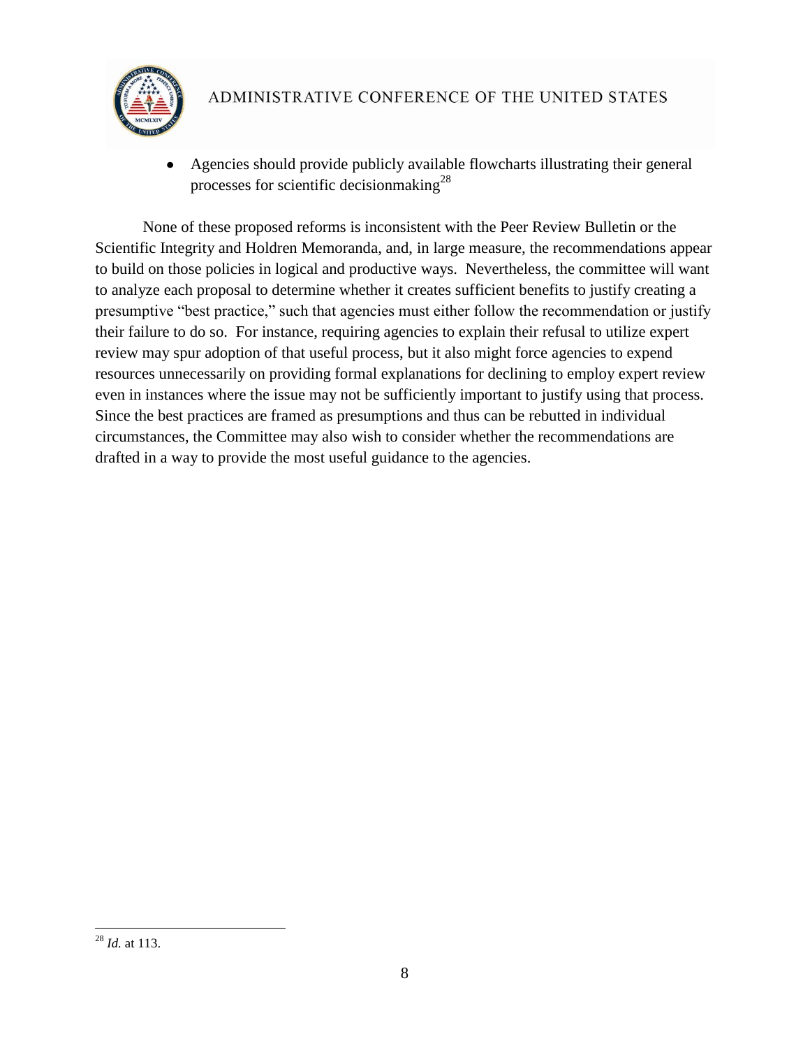- Agencies should provide publicly available flowcharts illustrating their general processes for scientific decisionmaking[28]

None of these proposed reforms is inconsistent with the Peer Review Bulletin or the Scientific Integrity and Holdren Memoranda, and, in large measure, the recommendations appear to build on those policies in logical and productive ways. Nevertheless, the committee will want to analyze each proposal to determine whether it creates sufficient benefits to justify creating a presumptive "best practice," such that agencies must either follow the recommendation or justify their failure to do so. For instance, requiring agencies to explain their refusal to utilize expert review may spur adoption of that useful process, but it also might force agencies to expend resources unnecessarily on providing formal explanations for declining to employ expert review even in instances where the issue may not be sufficiently important to justify using that process. Since the best practices are framed as presumptions and thus can be rebutted in individual circumstances, the Committee may also wish to consider whether the recommendations are drafted in a way to provide the most useful guidance to the agencies.

---

[28] *Id.* at 113.